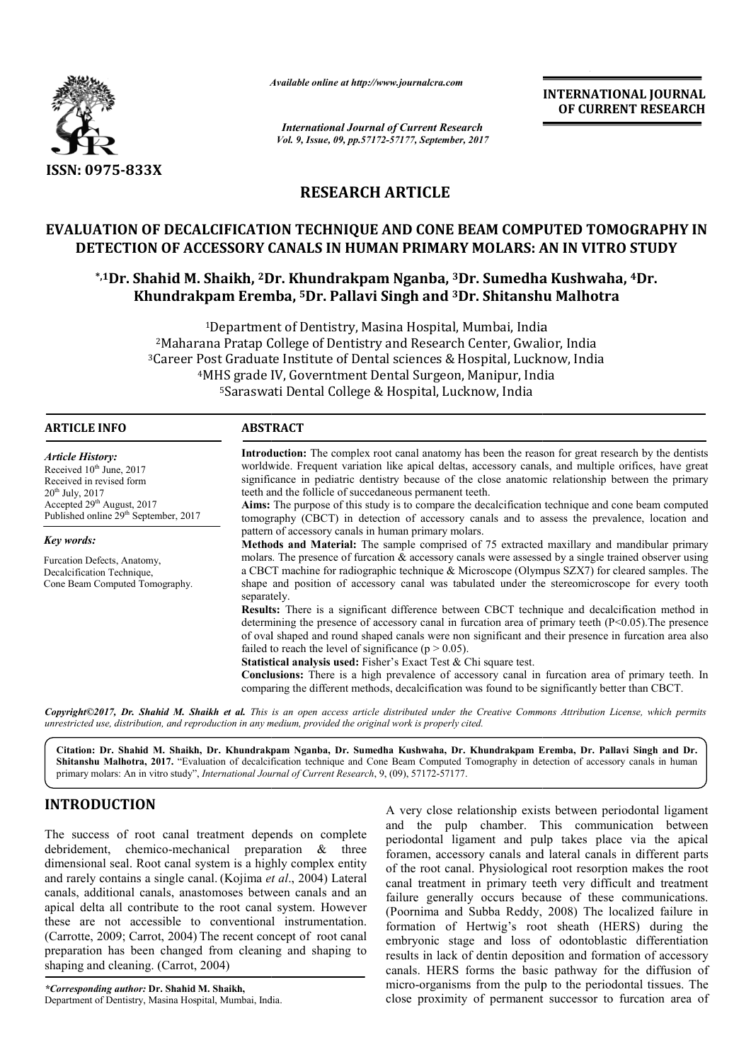*Available online at http://www.journalcra.com*

*International Journal of Current Research*
*Vol. 9, Issue, 09, pp.57172-57177, September, 2017*

**INTERNATIONAL JOURNAL OF CURRENT RESEARCH**

**ISSN: 0975-833X**

## RESEARCH ARTICLE

# EVALUATION OF DECALCIFICATION TECHNIQUE AND CONE BEAM COMPUTED TOMOGRAPHY IN DETECTION OF ACCESSORY CANALS IN HUMAN PRIMARY MOLARS: AN IN VITRO STUDY

**\*,1Dr. Shahid M. Shaikh, 2Dr. Khundrakpam Nganba, 3Dr. Sumedha Kushwaha, 4Dr. Khundrakpam Eremba, 5Dr. Pallavi Singh and 3Dr. Shitanshu Malhotra**

[1]Department of Dentistry, Masina Hospital, Mumbai, India
[2]Maharana Pratap College of Dentistry and Research Center, Gwalior, India
[3]Career Post Graduate Institute of Dental sciences & Hospital, Lucknow, India
[4]MHS grade IV, Governtment Dental Surgeon, Manipur, India
[5]Saraswati Dental College & Hospital, Lucknow, India

### ARTICLE INFO

*Article History:*
Received 10th June, 2017
Received in revised form 20th July, 2017
Accepted 29th August, 2017
Published online 29th September, 2017

*Key words:*
Furcation Defects, Anatomy, Decalcification Technique, Cone Beam Computed Tomography.

### ABSTRACT

**Introduction:** The complex root canal anatomy has been the reason for great research by the dentists worldwide. Frequent variation like apical deltas, accessory canals, and multiple orifices, have great significance in pediatric dentistry because of the close anatomic relationship between the primary teeth and the follicle of succedaneous permanent teeth.

**Aims:** The purpose of this study is to compare the decalcification technique and cone beam computed tomography (CBCT) in detection of accessory canals and to assess the prevalence, location and pattern of accessory canals in human primary molars.

**Methods and Material:** The sample comprised of 75 extracted maxillary and mandibular primary molars. The presence of furcation & accessory canals were assessed by a single trained observer using a CBCT machine for radiographic technique & Microscope (Olympus SZX7) for cleared samples. The shape and position of accessory canal was tabulated under the stereomicroscope for every tooth separately.

**Results:** There is a significant difference between CBCT technique and decalcification method in determining the presence of accessory canal in furcation area of primary teeth ($P<0.05$).The presence of oval shaped and round shaped canals were non significant and their presence in furcation area also failed to reach the level of significance ($p > 0.05$).

**Statistical analysis used:** Fisher's Exact Test & Chi square test.

**Conclusions:** There is a high prevalence of accessory canal in furcation area of primary teeth. In comparing the different methods, decalcification was found to be significantly better than CBCT.

*Copyright©2017, Dr. Shahid M. Shaikh et al. This is an open access article distributed under the Creative Commons Attribution License, which permits unrestricted use, distribution, and reproduction in any medium, provided the original work is properly cited.*

**Citation: Dr. Shahid M. Shaikh, Dr. Khundrakpam Nganba, Dr. Sumedha Kushwaha, Dr. Khundrakpam Eremba, Dr. Pallavi Singh and Dr. Shitanshu Malhotra, 2017.** "Evaluation of decalcification technique and Cone Beam Computed Tomography in detection of accessory canals in human primary molars: An in vitro study", *International Journal of Current Research*, 9, (09), 57172-57177.

## INTRODUCTION

The success of root canal treatment depends on complete debridement, chemico-mechanical preparation & three dimensional seal. Root canal system is a highly complex entity and rarely contains a single canal. (Kojima *et al*., 2004) Lateral canals, additional canals, anastomoses between canals and an apical delta all contribute to the root canal system. However these are not accessible to conventional instrumentation. (Carrotte, 2009; Carrot, 2004) The recent concept of root canal preparation has been changed from cleaning and shaping to shaping and cleaning. (Carrot, 2004)

A very close relationship exists between periodontal ligament and the pulp chamber. This communication between periodontal ligament and pulp takes place via the apical foramen, accessory canals and lateral canals in different parts of the root canal. Physiological root resorption makes the root canal treatment in primary teeth very difficult and treatment failure generally occurs because of these communications. (Poornima and Subba Reddy, 2008) The localized failure in formation of Hertwig's root sheath (HERS) during the embryonic stage and loss of odontoblastic differentiation results in lack of dentin deposition and formation of accessory canals. HERS forms the basic pathway for the diffusion of micro-organisms from the pulp to the periodontal tissues. The close proximity of permanent successor to furcation area of

*\*Corresponding author:* **Dr. Shahid M. Shaikh,**
Department of Dentistry, Masina Hospital, Mumbai, India.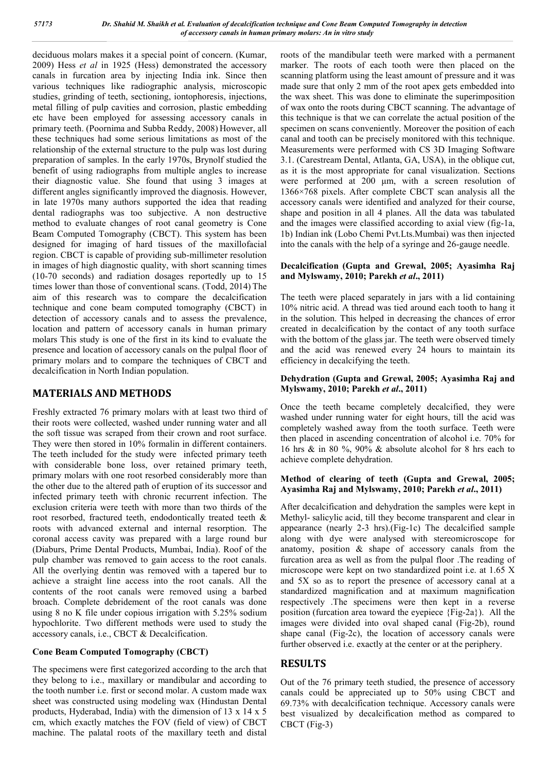deciduous molars makes it a special point of concern. (Kumar, 2009) Hess *et al* in 1925 (Hess) demonstrated the accessory canals in furcation area by injecting India ink. Since then various techniques like radiographic analysis, microscopic studies, grinding of teeth, sectioning, iontophoresis, injections, metal filling of pulp cavities and corrosion, plastic embedding etc have been employed for assessing accessory canals in primary teeth. (Poornima and Subba Reddy, 2008) However, all these techniques had some serious limitations as most of the relationship of the external structure to the pulp was lost during preparation of samples. In the early 1970s, Brynolf studied the benefit of using radiographs from multiple angles to increase their diagnostic value. She found that using 3 images at different angles significantly improved the diagnosis. However, in late 1970s many authors supported the idea that reading dental radiographs was too subjective. A non destructive method to evaluate changes of root canal geometry is Cone Beam Computed Tomography (CBCT). This system has been designed for imaging of hard tissues of the maxillofacial region. CBCT is capable of providing sub-millimeter resolution in images of high diagnostic quality, with short scanning times (10-70 seconds) and radiation dosages reportedly up to 15 times lower than those of conventional scans. (Todd, 2014) The aim of this research was to compare the decalcification technique and cone beam computed tomography (CBCT) in detection of accessory canals and to assess the prevalence, location and pattern of accessory canals in human primary molars This study is one of the first in its kind to evaluate the presence and location of accessory canals on the pulpal floor of primary molars and to compare the techniques of CBCT and decalcification in North Indian population.

## MATERIALS AND METHODS

Freshly extracted 76 primary molars with at least two third of their roots were collected, washed under running water and all the soft tissue was scraped from their crown and root surface. They were then stored in 10% formalin in different containers. The teeth included for the study were infected primary teeth with considerable bone loss, over retained primary teeth, primary molars with one root resorbed considerably more than the other due to the altered path of eruption of its successor and infected primary teeth with chronic recurrent infection. The exclusion criteria were teeth with more than two thirds of the root resorbed, fractured teeth, endodontically treated teeth & roots with advanced external and internal resorption. The coronal access cavity was prepared with a large round bur (Diaburs, Prime Dental Products, Mumbai, India). Roof of the pulp chamber was removed to gain access to the root canals. All the overlying dentin was removed with a tapered bur to achieve a straight line access into the root canals. All the contents of the root canals were removed using a barbed broach. Complete debridement of the root canals was done using 8 no K file under copious irrigation with 5.25% sodium hypochlorite. Two different methods were used to study the accessory canals, i.e., CBCT & Decalcification.

### Cone Beam Computed Tomography (CBCT)

The specimens were first categorized according to the arch that they belong to i.e., maxillary or mandibular and according to the tooth number i.e. first or second molar. A custom made wax sheet was constructed using modeling wax (Hindustan Dental products, Hyderabad, India) with the dimension of 13 x 14 x 5 cm, which exactly matches the FOV (field of view) of CBCT machine. The palatal roots of the maxillary teeth and distal roots of the mandibular teeth were marked with a permanent marker. The roots of each tooth were then placed on the scanning platform using the least amount of pressure and it was made sure that only 2 mm of the root apex gets embedded into the wax sheet. This was done to eliminate the superimposition of wax onto the roots during CBCT scanning. The advantage of this technique is that we can correlate the actual position of the specimen on scans conveniently. Moreover the position of each canal and tooth can be precisely monitored with this technique. Measurements were performed with CS 3D Imaging Software 3.1. (Carestream Dental, Atlanta, GA, USA), in the oblique cut, as it is the most appropriate for canal visualization. Sections were performed at 200 μm, with a screen resolution of 1366×768 pixels. After complete CBCT scan analysis all the accessory canals were identified and analyzed for their course, shape and position in all 4 planes. All the data was tabulated and the images were classified according to axial view (fig-1a, 1b) Indian ink (Lobo Chemi Pvt.Lts.Mumbai) was then injected into the canals with the help of a syringe and 26-gauge needle.

### Decalcification (Gupta and Grewal, 2005; Ayasimha Raj and Mylswamy, 2010; Parekh *et al*., 2011)

The teeth were placed separately in jars with a lid containing 10% nitric acid. A thread was tied around each tooth to hang it in the solution. This helped in decreasing the chances of error created in decalcification by the contact of any tooth surface with the bottom of the glass jar. The teeth were observed timely and the acid was renewed every 24 hours to maintain its efficiency in decalcifying the teeth.

### Dehydration (Gupta and Grewal, 2005; Ayasimha Raj and Mylswamy, 2010; Parekh *et al*., 2011)

Once the teeth became completely decalcified, they were washed under running water for eight hours, till the acid was completely washed away from the tooth surface. Teeth were then placed in ascending concentration of alcohol i.e. 70% for 16 hrs & in 80 %, 90% & absolute alcohol for 8 hrs each to achieve complete dehydration.

### Method of clearing of teeth (Gupta and Grewal, 2005; Ayasimha Raj and Mylswamy, 2010; Parekh *et al*., 2011)

After decalcification and dehydration the samples were kept in Methyl- salicylic acid, till they become transparent and clear in appearance (nearly 2-3 hrs).(Fig-1c) The decalcified sample along with dye were analysed with stereomicroscope for anatomy, position & shape of accessory canals from the furcation area as well as from the pulpal floor .The reading of microscope were kept on two standardized point i.e. at 1.65 X and 5X so as to report the presence of accessory canal at a standardized magnification and at maximum magnification respectively .The specimens were then kept in a reverse position (furcation area toward the eyepiece {Fig-2a}). All the images were divided into oval shaped canal (Fig-2b), round shape canal (Fig-2c), the location of accessory canals were further observed i.e. exactly at the center or at the periphery.

## RESULTS

Out of the 76 primary teeth studied, the presence of accessory canals could be appreciated up to 50% using CBCT and 69.73% with decalcification technique. Accessory canals were best visualized by decalcification method as compared to CBCT (Fig-3)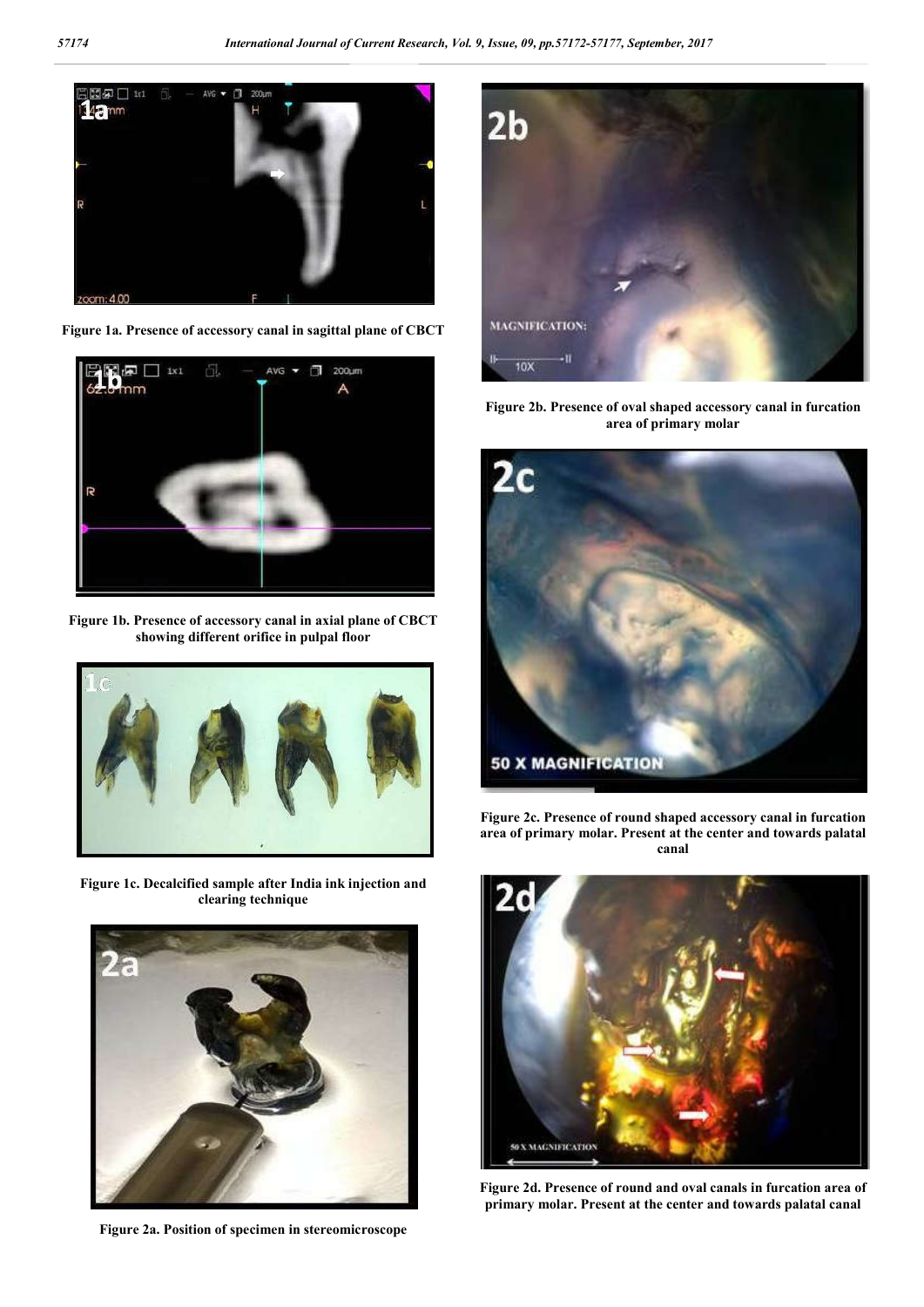Figure 1a. Presence of accessory canal in sagittal plane of CBCT

Figure 1b. Presence of accessory canal in axial plane of CBCT showing different orifice in pulpal floor

Figure 1c. Decalcified sample after India ink injection and clearing technique

Figure 2a. Position of specimen in stereomicroscope

Figure 2b. Presence of oval shaped accessory canal in furcation area of primary molar

Figure 2c. Presence of round shaped accessory canal in furcation area of primary molar. Present at the center and towards palatal canal

Figure 2d. Presence of round and oval canals in furcation area of primary molar. Present at the center and towards palatal canal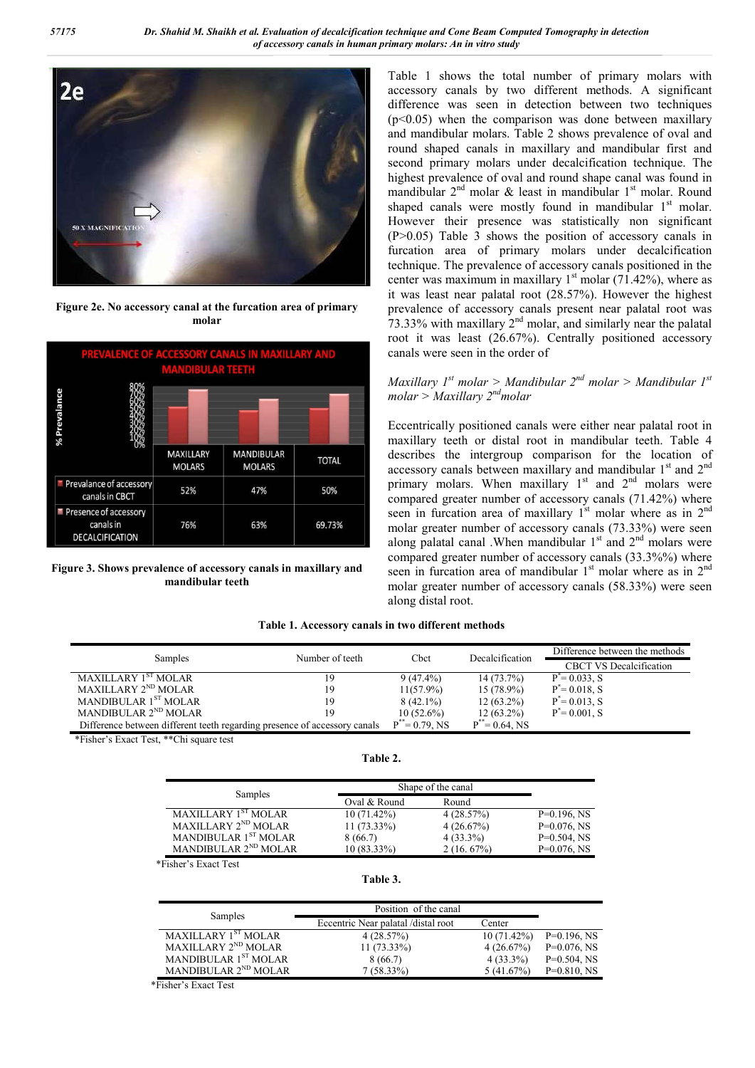Figure 2e. No accessory canal at the furcation area of primary molar

Figure 3. Shows prevalence of accessory canals in maxillary and mandibular teeth

Table 1 shows the total number of primary molars with accessory canals by two different methods. A significant difference was seen in detection between two techniques ($p<0.05$) when the comparison was done between maxillary and mandibular molars. Table 2 shows prevalence of oval and round shaped canals in maxillary and mandibular first and second primary molars under decalcification technique. The highest prevalence of oval and round shape canal was found in mandibular 2nd molar & least in mandibular 1st molar. Round shaped canals were mostly found in mandibular 1st molar. However their presence was statistically non significant ($P>0.05$) Table 3 shows the position of accessory canals in furcation area of primary molars under decalcification technique. The prevalence of accessory canals positioned in the center was maximum in maxillary 1st molar (71.42%), where as it was least near palatal root (28.57%). However the highest prevalence of accessory canals present near palatal root was 73.33% with maxillary 2nd molar, and similarly near the palatal root it was least (26.67%). Centrally positioned accessory canals were seen in the order of

*Maxillary 1st molar > Mandibular 2nd molar > Mandibular 1st molar > Maxillary 2nd molar*

Eccentrically positioned canals were either near palatal root in maxillary teeth or distal root in mandibular teeth. Table 4 describes the intergroup comparison for the location of accessory canals between maxillary and mandibular 1st and 2nd primary molars. When maxillary 1st and 2nd molars were compared greater number of accessory canals (71.42%) where seen in furcation area of maxillary 1st molar where as in 2nd molar greater number of accessory canals (73.33%) were seen along palatal canal .When mandibular 1st and 2nd molars were compared greater number of accessory canals (33.3%%) where seen in furcation area of mandibular 1st molar where as in 2nd molar greater number of accessory canals (58.33%) were seen along distal root.

**Table 1. Accessory canals in two different methods**

| Samples | Number of teeth | Cbct | Decalcification | Difference between the methods CBCT VS Decalcification |
|---|---|---|---|---|
| MAXILLARY 1ST MOLAR | 19 | 9 (47.4%) | 14 (73.7%) | $P^{*}= 0.033$, S |
| MAXILLARY 2ND MOLAR | 19 | 11(57.9%) | 15 (78.9%) | $P^{*}= 0.018$, S |
| MANDIBULAR 1ST MOLAR | 19 | 8 (42.1%) | 12 (63.2%) | $P^{*}= 0.013$, S |
| MANDIBULAR 2ND MOLAR | 19 | 10 (52.6%) | 12 (63.2%) | $P^{*}= 0.001$, S |
| Difference between different teeth regarding presence of accessory canals | | $P^{**}= 0.79$, NS | $P^{**}= 0.64$, NS | |

*Fisher's Exact Test, **Chi square test

**Table 2.**

| Samples | Shape of the canal | | |
|---|---|---|---|
| | Oval & Round | Round | |
| MAXILLARY 1ST MOLAR | 10 (71.42%) | 4 (28.57%) | P=0.196, NS |
| MAXILLARY 2ND MOLAR | 11 (73.33%) | 4 (26.67%) | P=0.076, NS |
| MANDIBULAR 1ST MOLAR | 8 (66.7) | 4 (33.3%) | P=0.504, NS |
| MANDIBULAR 2ND MOLAR | 10 (83.33%) | 2 (16. 67%) | P=0.076, NS |

*Fisher's Exact Test

**Table 3.**

| Samples | Position of the canal | | |
|---|---|---|---|
| | Eccentric Near palatal /distal root | Center | |
| MAXILLARY 1ST MOLAR | 4 (28.57%) | 10 (71.42%) | P=0.196, NS |
| MAXILLARY 2ND MOLAR | 11 (73.33%) | 4 (26.67%) | P=0.076, NS |
| MANDIBULAR 1ST MOLAR | 8 (66.7) | 4 (33.3%) | P=0.504, NS |
| MANDIBULAR 2ND MOLAR | 7 (58.33%) | 5 (41.67%) | P=0.810, NS |

*Fisher's Exact Test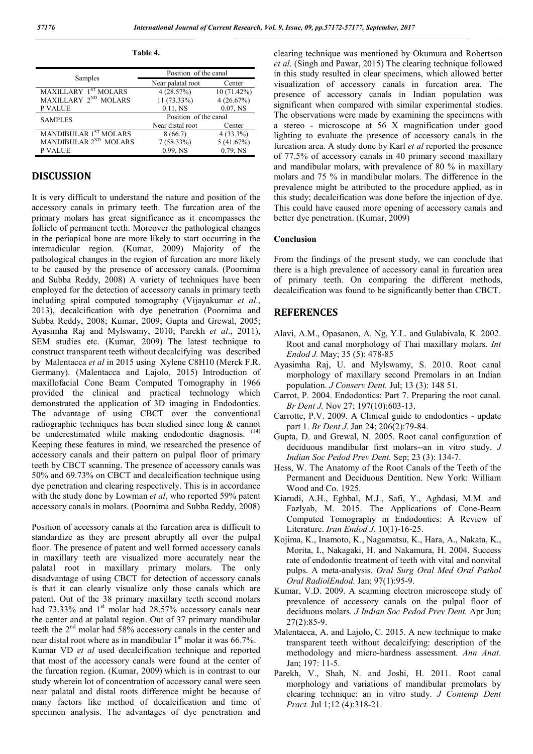**Table 4.**

| Samples | Position of the canal | |
|---|---|---|
| | Near palatal root | Center |
| MAXILLARY 1ST MOLARS | 4 (28.57%) | 10 (71.42%) |
| MAXILLARY 2ND MOLARS | 11 (73.33%) | 4 (26.67%) |
| P VALUE | 0.11, NS | 0.07, NS |
| SAMPLES | Position of the canal | |
| | Near distal root | Center |
| MANDIBULAR 1ST MOLARS | 8 (66.7) | 4 (33.3%) |
| MANDIBULAR 2ND MOLARS | 7 (58.33%) | 5 (41.67%) |
| P VALUE | 0.99, NS | 0.79, NS |

## DISCUSSION

It is very difficult to understand the nature and position of the accessory canals in primary teeth. The furcation area of the primary molars has great significance as it encompasses the follicle of permanent teeth. Moreover the pathological changes in the periapical bone are more likely to start occurring in the interradicular region. (Kumar, 2009) Majority of the pathological changes in the region of furcation are more likely to be caused by the presence of accessory canals. (Poornima and Subba Reddy, 2008) A variety of techniques have been employed for the detection of accessory canals in primary teeth including spiral computed tomography (Vijayakumar *et al*., 2013), decalcification with dye penetration (Poornima and Subba Reddy, 2008; Kumar, 2009; Gupta and Grewal, 2005; Ayasimha Raj and Mylswamy, 2010; Parekh *et al*., 2011), SEM studies etc. (Kumar, 2009) The latest technique to construct transparent teeth without decalcifying was described by Malentacca *et al* in 2015 using Xylene C8H10 (Merck F.R. Germany). (Malentacca and Lajolo, 2015) Introduction of maxillofacial Cone Beam Computed Tomography in 1966 provided the clinical and practical technology which demonstrated the application of 3D imaging in Endodontics. The advantage of using CBCT over the conventional radiographic techniques has been studied since long & cannot be underestimated while making endodontic diagnosis. [14] Keeping these features in mind, we researched the presence of accessory canals and their pattern on pulpal floor of primary teeth by CBCT scanning. The presence of accessory canals was 50% and 69.73% on CBCT and decalcification technique using dye penetration and clearing respectively. This is in accordance with the study done by Lowman *et al*, who reported 59% patent accessory canals in molars. (Poornima and Subba Reddy, 2008)

Position of accessory canals at the furcation area is difficult to standardize as they are present abruptly all over the pulpal floor. The presence of patent and well formed accessory canals in maxillary teeth are visualized more accurately near the palatal root in maxillary primary molars. The only disadvantage of using CBCT for detection of accessory canals is that it can clearly visualize only those canals which are patent. Out of the 38 primary maxillary teeth second molars had 73.33% and 1st molar had 28.57% accessory canals near the center and at palatal region. Out of 37 primary mandibular teeth the 2nd molar had 58% accessory canals in the center and near distal root where as in mandibular 1st molar it was 66.7%.

Kumar VD *et al* used decalcification technique and reported that most of the accessory canals were found at the center of the furcation region. (Kumar, 2009) which is in contrast to our study wherein lot of concentration of accessory canal were seen near palatal and distal roots difference might be because of many factors like method of decalcification and time of specimen analysis. The advantages of dye penetration and clearing technique was mentioned by Okumura and Robertson *et al*. (Singh and Pawar, 2015) The clearing technique followed in this study resulted in clear specimens, which allowed better visualization of accessory canals in furcation area. The presence of accessory canals in Indian population was significant when compared with similar experimental studies. The observations were made by examining the specimens with a stereo - microscope at 56 X magnification under good lighting to evaluate the presence of accessory canals in the furcation area. A study done by Karl *et al* reported the presence of 77.5% of accessory canals in 40 primary second maxillary and mandibular molars, with prevalence of 80 % in maxillary molars and 75 % in mandibular molars. The difference in the prevalence might be attributed to the procedure applied, as in this study; decalcification was done before the injection of dye. This could have caused more opening of accessory canals and better dye penetration. (Kumar, 2009)

### Conclusion

From the findings of the present study, we can conclude that there is a high prevalence of accessory canal in furcation area of primary teeth. On comparing the different methods, decalcification was found to be significantly better than CBCT.

## REFERENCES

- Alavi, A.M., Opasanon, A. Ng, Y.L. and Gulabivala, K. 2002. Root and canal morphology of Thai maxillary molars. *Int Endod J.* May; 35 (5): 478-85
- Ayasimha Raj, U. and Mylswamy, S. 2010. Root canal morphology of maxillary second Premolars in an Indian population. *J Conserv Dent.* Jul; 13 (3): 148 51.
- Carrot, P. 2004. Endodontics: Part 7. Preparing the root canal. *Br Dent J.* Nov 27; 197(10):603-13.
- Carrotte, P.V. 2009. A Clinical guide to endodontics - update part 1. *Br Dent J.* Jan 24; 206(2):79-84.
- Gupta, D. and Grewal, N. 2005. Root canal configuration of deciduous mandibular first molars--an in vitro study. *J Indian Soc Pedod Prev Dent.* Sep; 23 (3): 134-7.
- Hess, W. The Anatomy of the Root Canals of the Teeth of the Permanent and Deciduous Dentition. New York: William Wood and Co. 1925.
- Kiarudi, A.H., Eghbal, M.J., Safi, Y., Aghdasi, M.M. and Fazlyab, M. 2015. The Applications of Cone-Beam Computed Tomography in Endodontics: A Review of Literature. *Iran Endod J.* 10(1)-16-25.
- Kojima, K., Inamoto, K., Nagamatsu, K., Hara, A., Nakata, K., Morita, I., Nakagaki, H. and Nakamura, H. 2004. Success rate of endodontic treatment of teeth with vital and nonvital pulps. A meta-analysis. *Oral Surg Oral Med Oral Pathol Oral RadiolEndod.* Jan; 97(1):95-9.
- Kumar, V.D. 2009. A scanning electron microscope study of prevalence of accessory canals on the pulpal floor of deciduous molars. *J Indian Soc Pedod Prev Dent.* Apr Jun; 27(2):85-9.
- Malentacca, A. and Lajolo, C. 2015. A new technique to make transparent teeth without decalcifying: description of the methodology and micro-hardness assessment. *Ann Anat*. Jan; 197: 11-5.
- Parekh, V., Shah, N. and Joshi, H. 2011. Root canal morphology and variations of mandibular premolars by clearing technique: an in vitro study. *J Contemp Dent Pract.* Jul 1;12 (4):318-21.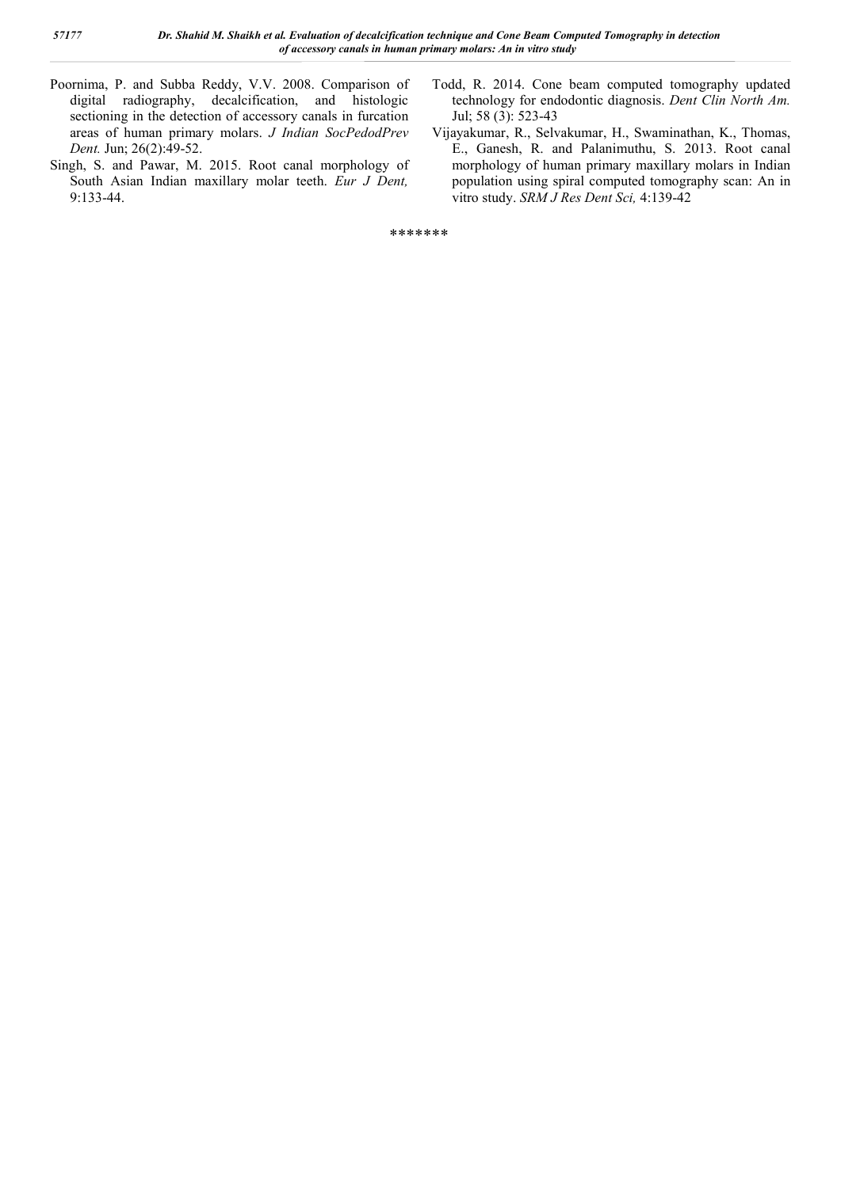Poornima, P. and Subba Reddy, V.V. 2008. Comparison of digital radiography, decalcification, and histologic sectioning in the detection of accessory canals in furcation areas of human primary molars. *J Indian SocPedodPrev Dent.* Jun; 26(2):49-52.

Singh, S. and Pawar, M. 2015. Root canal morphology of South Asian Indian maxillary molar teeth. *Eur J Dent,* 9:133-44.

Todd, R. 2014. Cone beam computed tomography updated technology for endodontic diagnosis. *Dent Clin North Am.* Jul; 58 (3): 523-43

Vijayakumar, R., Selvakumar, H., Swaminathan, K., Thomas, E., Ganesh, R. and Palanimuthu, S. 2013. Root canal morphology of human primary maxillary molars in Indian population using spiral computed tomography scan: An in vitro study. *SRM J Res Dent Sci,* 4:139-42

*******